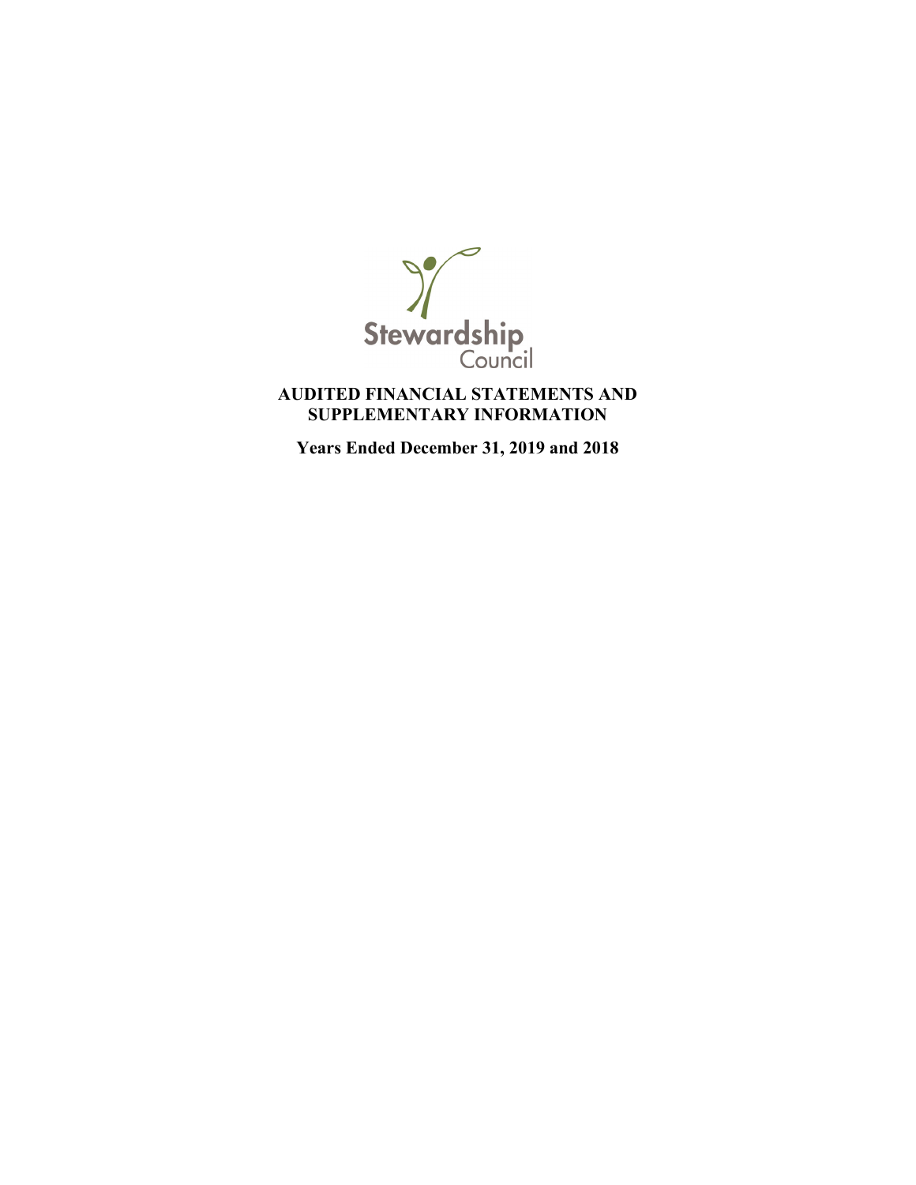Stewardship Council

# AUDITED FINANCIAL STATEMENTS AND SUPPLEMENTARY INFORMATION

**Years Ended December 31, 2019 and 2018**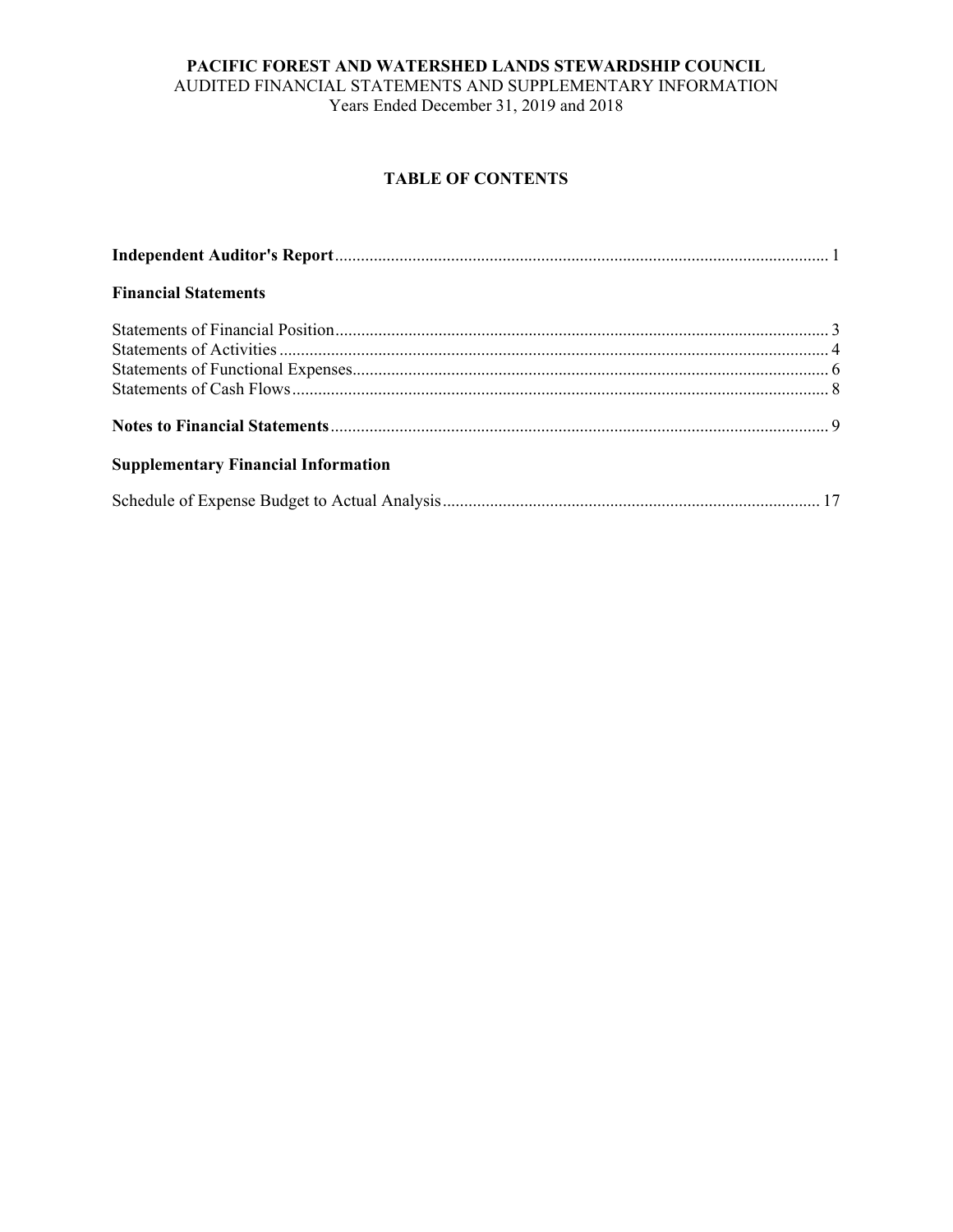**PACIFIC FOREST AND WATERSHED LANDS STEWARDSHIP COUNCIL**
AUDITED FINANCIAL STATEMENTS AND SUPPLEMENTARY INFORMATION
Years Ended December 31, 2019 and 2018

## TABLE OF CONTENTS

**Independent Auditor's Report** .................................................. 1

**Financial Statements**

Statements of Financial Position .................................................. 3
Statements of Activities .................................................. 4
Statements of Functional Expenses .................................................. 6
Statements of Cash Flows .................................................. 8

**Notes to Financial Statements** .................................................. 9

**Supplementary Financial Information**

Schedule of Expense Budget to Actual Analysis .................................................. 17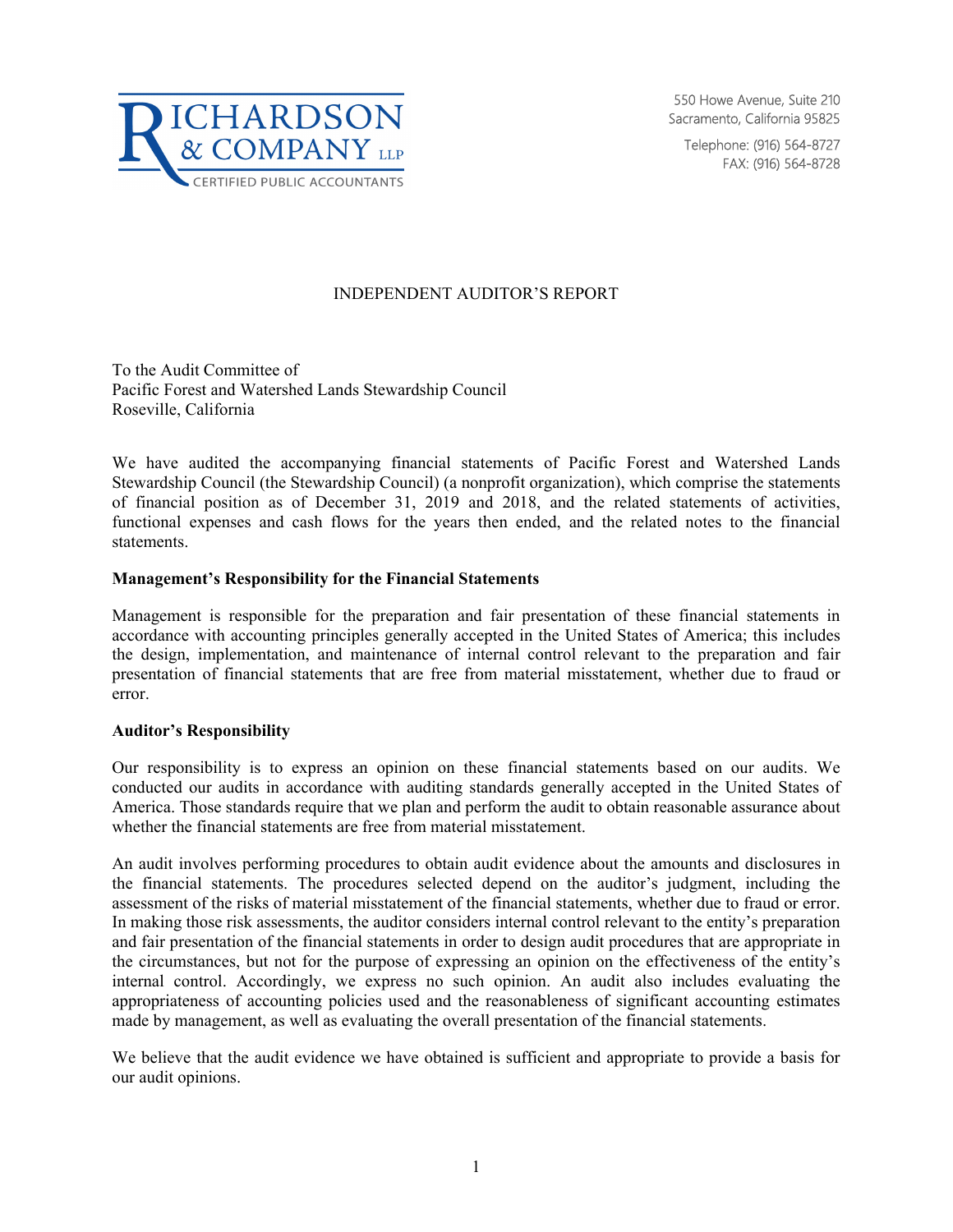RICHARDSON & COMPANY LLP
CERTIFIED PUBLIC ACCOUNTANTS

550 Howe Avenue, Suite 210
Sacramento, California 95825

Telephone: (916) 564-8727
FAX: (916) 564-8728

# INDEPENDENT AUDITOR'S REPORT

To the Audit Committee of
Pacific Forest and Watershed Lands Stewardship Council
Roseville, California

We have audited the accompanying financial statements of Pacific Forest and Watershed Lands Stewardship Council (the Stewardship Council) (a nonprofit organization), which comprise the statements of financial position as of December 31, 2019 and 2018, and the related statements of activities, functional expenses and cash flows for the years then ended, and the related notes to the financial statements.

**Management's Responsibility for the Financial Statements**

Management is responsible for the preparation and fair presentation of these financial statements in accordance with accounting principles generally accepted in the United States of America; this includes the design, implementation, and maintenance of internal control relevant to the preparation and fair presentation of financial statements that are free from material misstatement, whether due to fraud or error.

**Auditor's Responsibility**

Our responsibility is to express an opinion on these financial statements based on our audits. We conducted our audits in accordance with auditing standards generally accepted in the United States of America. Those standards require that we plan and perform the audit to obtain reasonable assurance about whether the financial statements are free from material misstatement.

An audit involves performing procedures to obtain audit evidence about the amounts and disclosures in the financial statements. The procedures selected depend on the auditor's judgment, including the assessment of the risks of material misstatement of the financial statements, whether due to fraud or error. In making those risk assessments, the auditor considers internal control relevant to the entity's preparation and fair presentation of the financial statements in order to design audit procedures that are appropriate in the circumstances, but not for the purpose of expressing an opinion on the effectiveness of the entity's internal control. Accordingly, we express no such opinion. An audit also includes evaluating the appropriateness of accounting policies used and the reasonableness of significant accounting estimates made by management, as well as evaluating the overall presentation of the financial statements.

We believe that the audit evidence we have obtained is sufficient and appropriate to provide a basis for our audit opinions.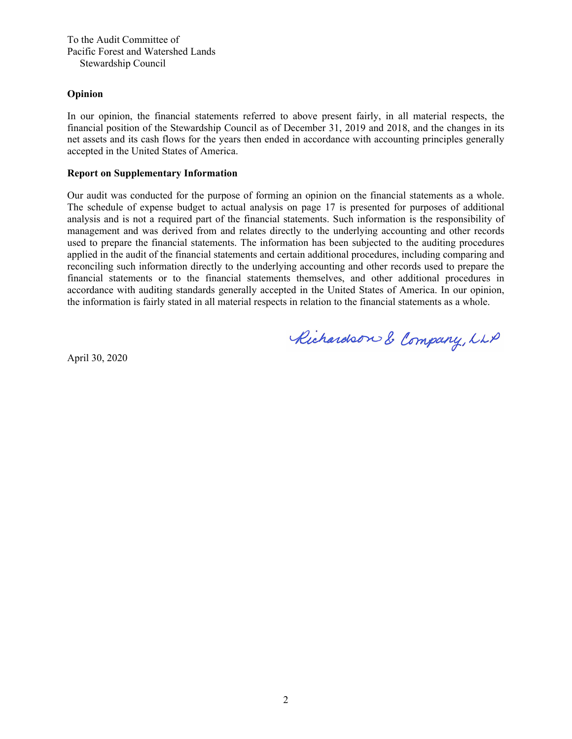To the Audit Committee of
Pacific Forest and Watershed Lands
Stewardship Council

**Opinion**

In our opinion, the financial statements referred to above present fairly, in all material respects, the financial position of the Stewardship Council as of December 31, 2019 and 2018, and the changes in its net assets and its cash flows for the years then ended in accordance with accounting principles generally accepted in the United States of America.

**Report on Supplementary Information**

Our audit was conducted for the purpose of forming an opinion on the financial statements as a whole. The schedule of expense budget to actual analysis on page 17 is presented for purposes of additional analysis and is not a required part of the financial statements. Such information is the responsibility of management and was derived from and relates directly to the underlying accounting and other records used to prepare the financial statements. The information has been subjected to the auditing procedures applied in the audit of the financial statements and certain additional procedures, including comparing and reconciling such information directly to the underlying accounting and other records used to prepare the financial statements or to the financial statements themselves, and other additional procedures in accordance with auditing standards generally accepted in the United States of America. In our opinion, the information is fairly stated in all material respects in relation to the financial statements as a whole.

Richardson & Company, LLP

April 30, 2020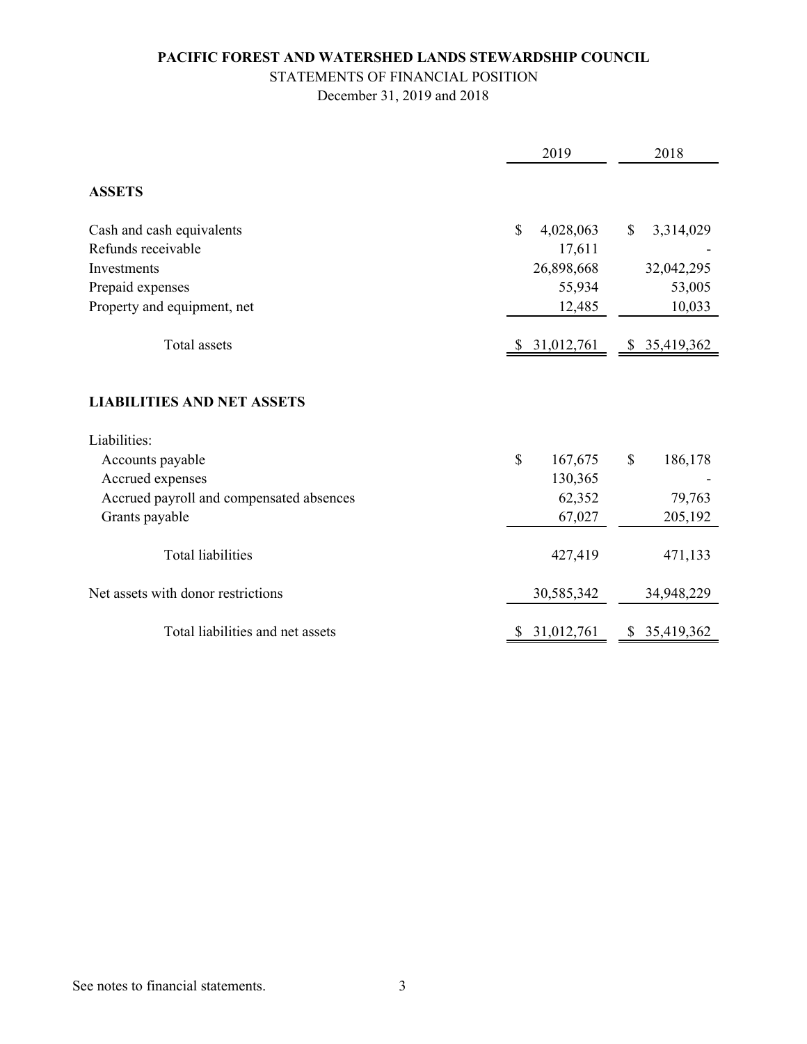**PACIFIC FOREST AND WATERSHED LANDS STEWARDSHIP COUNCIL**

STATEMENTS OF FINANCIAL POSITION

December 31, 2019 and 2018

| | 2019 | 2018 |
|---|---|---|
| **ASSETS** | | |
| Cash and cash equivalents | $ 4,028,063 | $ 3,314,029 |
| Refunds receivable | 17,611 | - |
| Investments | 26,898,668 | 32,042,295 |
| Prepaid expenses | 55,934 | 53,005 |
| Property and equipment, net | 12,485 | 10,033 |
| Total assets | $ 31,012,761 | $ 35,419,362 |
| **LIABILITIES AND NET ASSETS** | | |
| Liabilities: | | |
| Accounts payable | $ 167,675 | $ 186,178 |
| Accrued expenses | 130,365 | - |
| Accrued payroll and compensated absences | 62,352 | 79,763 |
| Grants payable | 67,027 | 205,192 |
| Total liabilities | 427,419 | 471,133 |
| Net assets with donor restrictions | 30,585,342 | 34,948,229 |
| Total liabilities and net assets | $ 31,012,761 | $ 35,419,362 |

See notes to financial statements.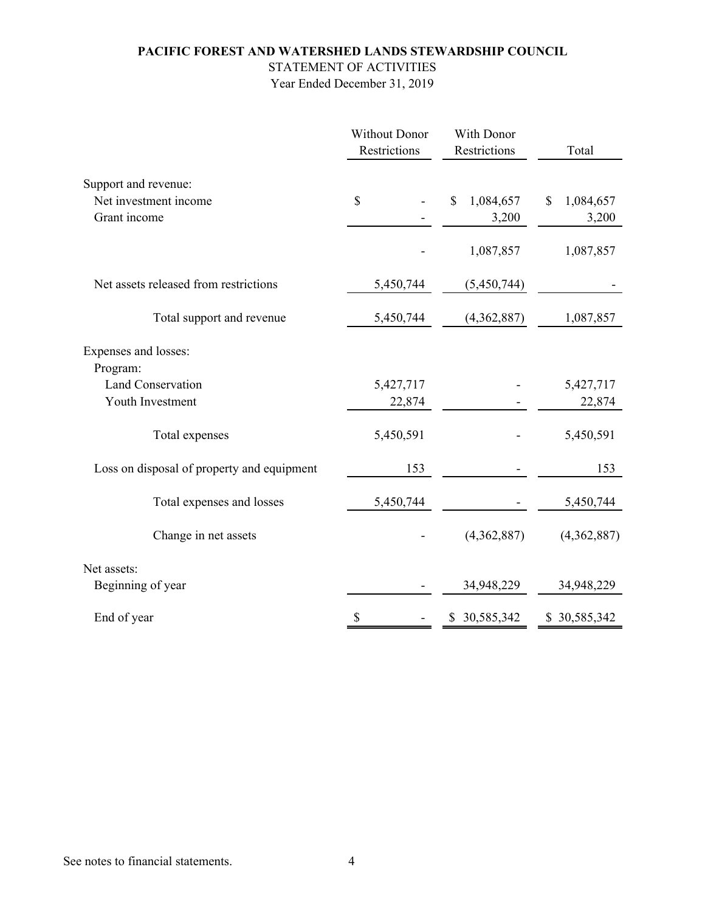**PACIFIC FOREST AND WATERSHED LANDS STEWARDSHIP COUNCIL**

STATEMENT OF ACTIVITIES

Year Ended December 31, 2019

| | Without Donor Restrictions | With Donor Restrictions | Total |
|---|---|---|---|
| Support and revenue: | | | |
| Net investment income | $ - | $ 1,084,657 | $ 1,084,657 |
| Grant income | - | 3,200 | 3,200 |
| | - | 1,087,857 | 1,087,857 |
| Net assets released from restrictions | 5,450,744 | (5,450,744) | - |
| Total support and revenue | 5,450,744 | (4,362,887) | 1,087,857 |
| Expenses and losses: | | | |
| Program: | | | |
| Land Conservation | 5,427,717 | - | 5,427,717 |
| Youth Investment | 22,874 | - | 22,874 |
| Total expenses | 5,450,591 | - | 5,450,591 |
| Loss on disposal of property and equipment | 153 | - | 153 |
| Total expenses and losses | 5,450,744 | - | 5,450,744 |
| Change in net assets | - | (4,362,887) | (4,362,887) |
| Net assets: | | | |
| Beginning of year | - | 34,948,229 | 34,948,229 |
| End of year | $ - | $ 30,585,342 | $ 30,585,342 |

See notes to financial statements.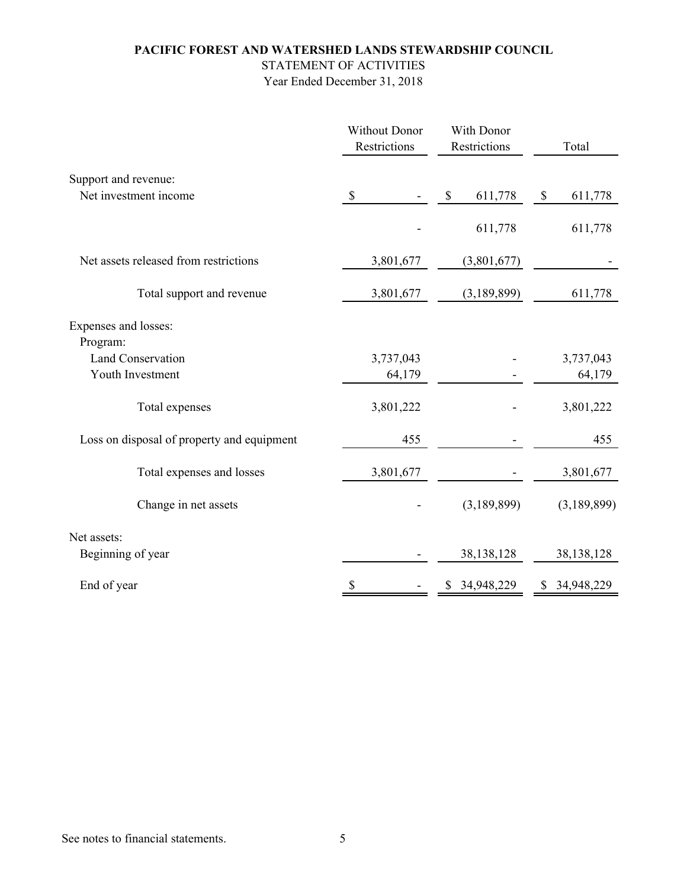# PACIFIC FOREST AND WATERSHED LANDS STEWARDSHIP COUNCIL

## STATEMENT OF ACTIVITIES

### Year Ended December 31, 2018

| | Without Donor Restrictions | With Donor Restrictions | Total |
|---|---|---|---|
| **Support and revenue:** | | | |
| Net investment income | $ - | $ 611,778 | $ 611,778 |
| | - | 611,778 | 611,778 |
| Net assets released from restrictions | 3,801,677 | (3,801,677) | - |
| Total support and revenue | 3,801,677 | (3,189,899) | 611,778 |
| **Expenses and losses:** | | | |
| Program: | | | |
| Land Conservation | 3,737,043 | - | 3,737,043 |
| Youth Investment | 64,179 | - | 64,179 |
| Total expenses | 3,801,222 | - | 3,801,222 |
| Loss on disposal of property and equipment | 455 | - | 455 |
| Total expenses and losses | 3,801,677 | - | 3,801,677 |
| Change in net assets | - | (3,189,899) | (3,189,899) |
| **Net assets:** | | | |
| Beginning of year | - | 38,138,128 | 38,138,128 |
| End of year | $ - | $ 34,948,229 | $ 34,948,229 |

See notes to financial statements.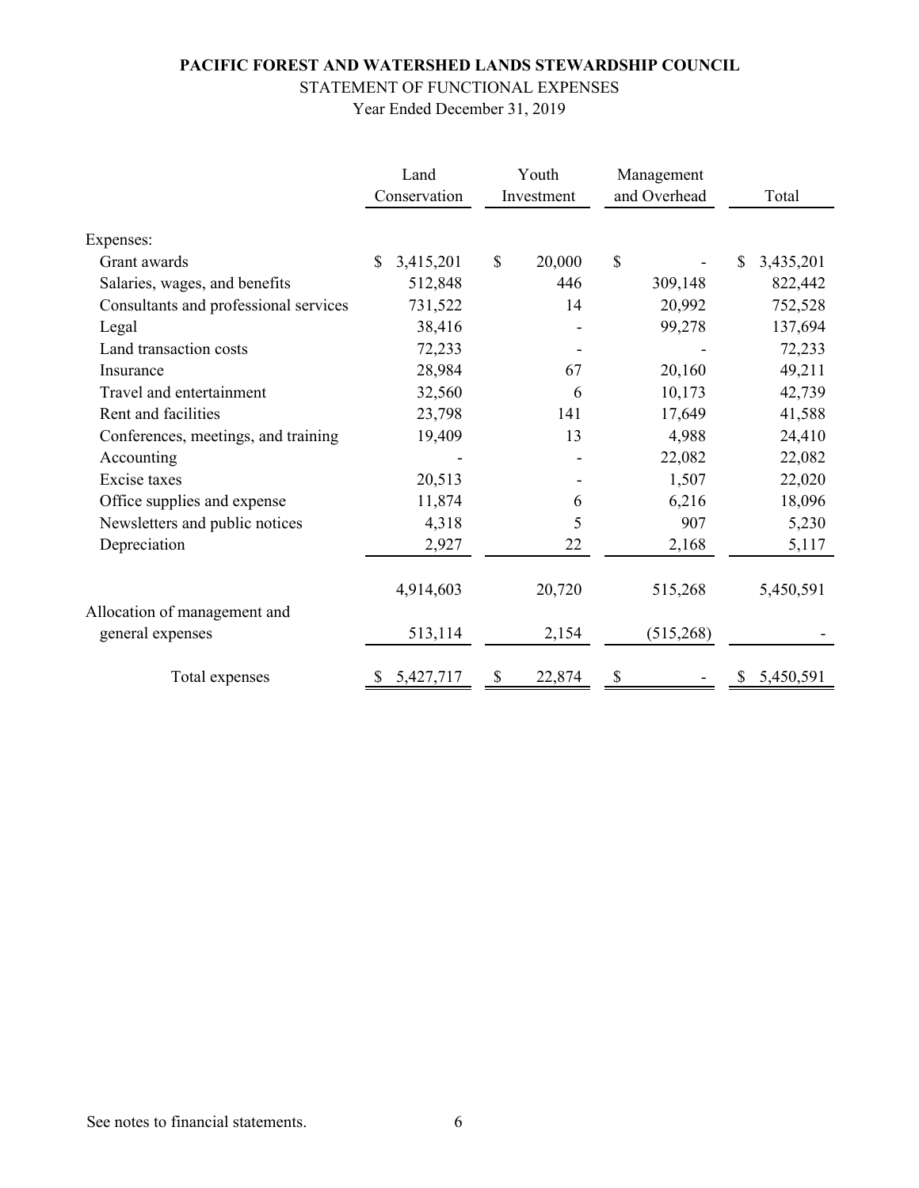**PACIFIC FOREST AND WATERSHED LANDS STEWARDSHIP COUNCIL**

STATEMENT OF FUNCTIONAL EXPENSES

Year Ended December 31, 2019

| | Land Conservation | Youth Investment | Management and Overhead | Total |
|---|---|---|---|---|
| Expenses: | | | | |
| Grant awards | $ 3,415,201 | $ 20,000 | $ - | $ 3,435,201 |
| Salaries, wages, and benefits | 512,848 | 446 | 309,148 | 822,442 |
| Consultants and professional services | 731,522 | 14 | 20,992 | 752,528 |
| Legal | 38,416 | - | 99,278 | 137,694 |
| Land transaction costs | 72,233 | - | - | 72,233 |
| Insurance | 28,984 | 67 | 20,160 | 49,211 |
| Travel and entertainment | 32,560 | 6 | 10,173 | 42,739 |
| Rent and facilities | 23,798 | 141 | 17,649 | 41,588 |
| Conferences, meetings, and training | 19,409 | 13 | 4,988 | 24,410 |
| Accounting | - | - | 22,082 | 22,082 |
| Excise taxes | 20,513 | - | 1,507 | 22,020 |
| Office supplies and expense | 11,874 | 6 | 6,216 | 18,096 |
| Newsletters and public notices | 4,318 | 5 | 907 | 5,230 |
| Depreciation | 2,927 | 22 | 2,168 | 5,117 |
| | 4,914,603 | 20,720 | 515,268 | 5,450,591 |
| Allocation of management and general expenses | 513,114 | 2,154 | (515,268) | - |
| Total expenses | $ 5,427,717 | $ 22,874 | $ - | $ 5,450,591 |

See notes to financial statements.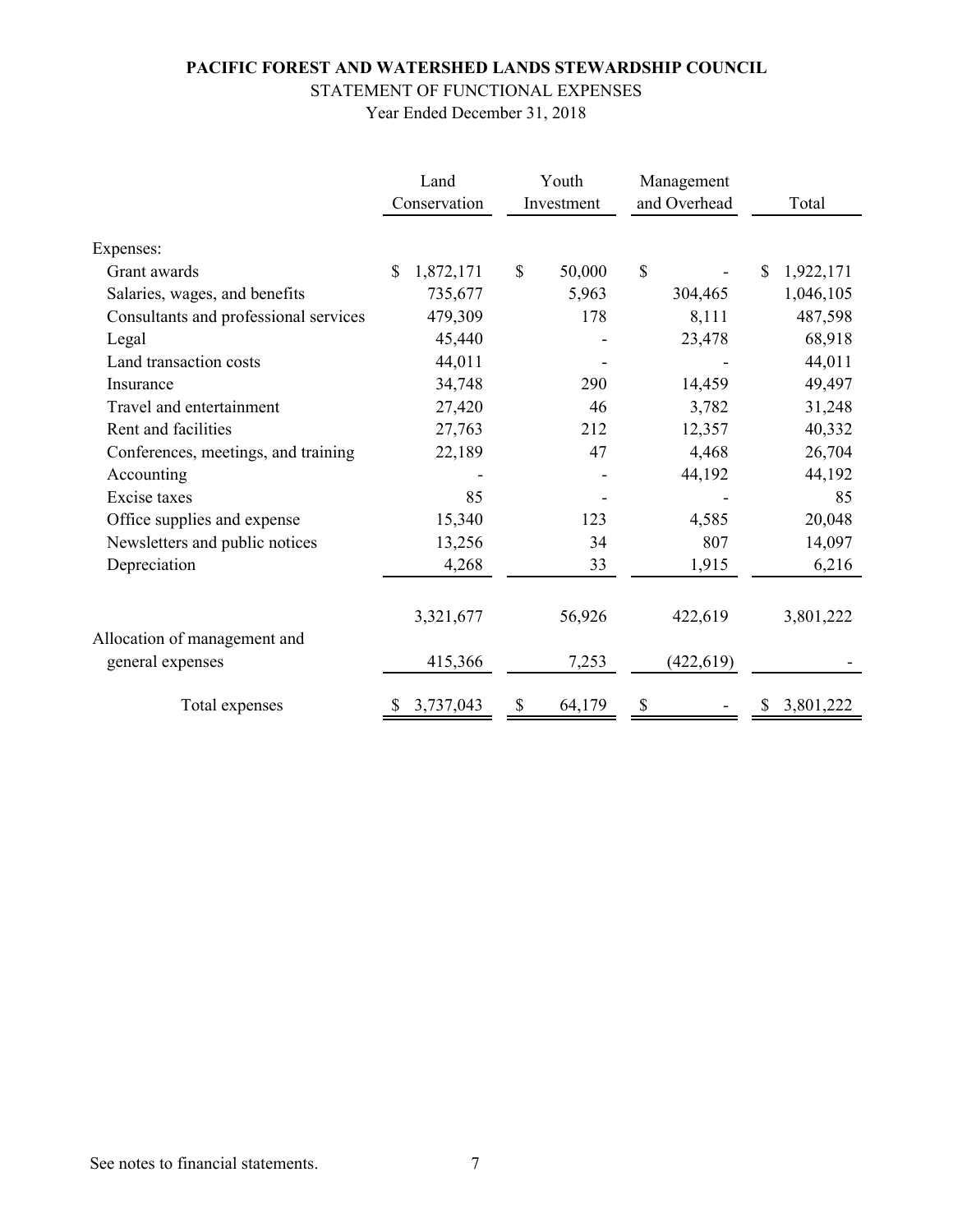**PACIFIC FOREST AND WATERSHED LANDS STEWARDSHIP COUNCIL**

STATEMENT OF FUNCTIONAL EXPENSES

Year Ended December 31, 2018

| | Land Conservation | Youth Investment | Management and Overhead | Total |
|---|---|---|---|---|
| Expenses: | | | | |
| Grant awards | $ 1,872,171 | $ 50,000 | $ - | $ 1,922,171 |
| Salaries, wages, and benefits | 735,677 | 5,963 | 304,465 | 1,046,105 |
| Consultants and professional services | 479,309 | 178 | 8,111 | 487,598 |
| Legal | 45,440 | - | 23,478 | 68,918 |
| Land transaction costs | 44,011 | - | - | 44,011 |
| Insurance | 34,748 | 290 | 14,459 | 49,497 |
| Travel and entertainment | 27,420 | 46 | 3,782 | 31,248 |
| Rent and facilities | 27,763 | 212 | 12,357 | 40,332 |
| Conferences, meetings, and training | 22,189 | 47 | 4,468 | 26,704 |
| Accounting | - | - | 44,192 | 44,192 |
| Excise taxes | 85 | - | - | 85 |
| Office supplies and expense | 15,340 | 123 | 4,585 | 20,048 |
| Newsletters and public notices | 13,256 | 34 | 807 | 14,097 |
| Depreciation | 4,268 | 33 | 1,915 | 6,216 |
| | 3,321,677 | 56,926 | 422,619 | 3,801,222 |
| Allocation of management and general expenses | 415,366 | 7,253 | (422,619) | - |
| Total expenses | $ 3,737,043 | $ 64,179 | $ - | $ 3,801,222 |

See notes to financial statements.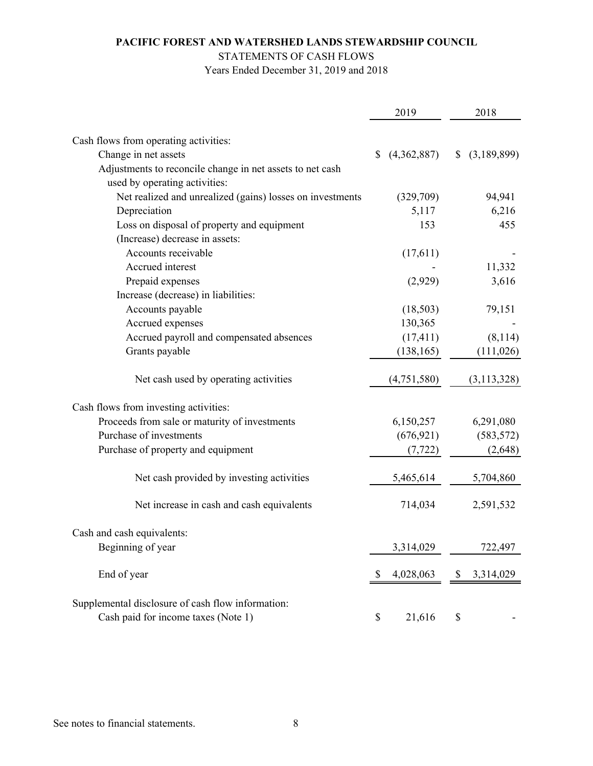**PACIFIC FOREST AND WATERSHED LANDS STEWARDSHIP COUNCIL**

STATEMENTS OF CASH FLOWS

Years Ended December 31, 2019 and 2018

| | 2019 | 2018 |
|---|---|---|
| Cash flows from operating activities: | | |
| Change in net assets | $ (4,362,887) | $ (3,189,899) |
| Adjustments to reconcile change in net assets to net cash used by operating activities: | | |
| Net realized and unrealized (gains) losses on investments | (329,709) | 94,941 |
| Depreciation | 5,117 | 6,216 |
| Loss on disposal of property and equipment | 153 | 455 |
| (Increase) decrease in assets: | | |
| Accounts receivable | (17,611) | - |
| Accrued interest | - | 11,332 |
| Prepaid expenses | (2,929) | 3,616 |
| Increase (decrease) in liabilities: | | |
| Accounts payable | (18,503) | 79,151 |
| Accrued expenses | 130,365 | - |
| Accrued payroll and compensated absences | (17,411) | (8,114) |
| Grants payable | (138,165) | (111,026) |
| Net cash used by operating activities | (4,751,580) | (3,113,328) |
| Cash flows from investing activities: | | |
| Proceeds from sale or maturity of investments | 6,150,257 | 6,291,080 |
| Purchase of investments | (676,921) | (583,572) |
| Purchase of property and equipment | (7,722) | (2,648) |
| Net cash provided by investing activities | 5,465,614 | 5,704,860 |
| Net increase in cash and cash equivalents | 714,034 | 2,591,532 |
| Cash and cash equivalents: | | |
| Beginning of year | 3,314,029 | 722,497 |
| End of year | $ 4,028,063 | $ 3,314,029 |
| Supplemental disclosure of cash flow information: | | |
| Cash paid for income taxes (Note 1) | $ 21,616 | $ - |

See notes to financial statements.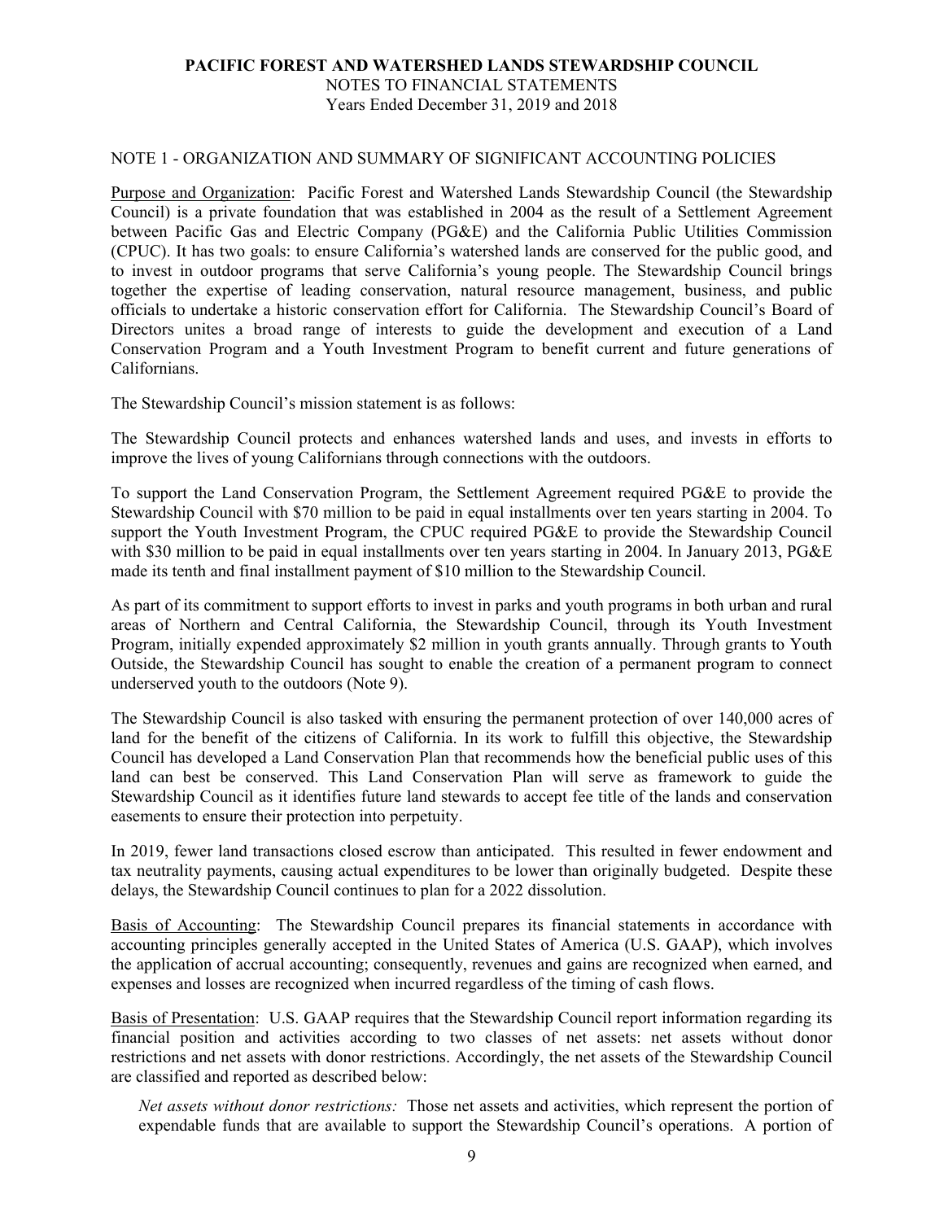**PACIFIC FOREST AND WATERSHED LANDS STEWARDSHIP COUNCIL**
NOTES TO FINANCIAL STATEMENTS
Years Ended December 31, 2019 and 2018

NOTE 1 - ORGANIZATION AND SUMMARY OF SIGNIFICANT ACCOUNTING POLICIES

Purpose and Organization: Pacific Forest and Watershed Lands Stewardship Council (the Stewardship Council) is a private foundation that was established in 2004 as the result of a Settlement Agreement between Pacific Gas and Electric Company (PG&E) and the California Public Utilities Commission (CPUC). It has two goals: to ensure California's watershed lands are conserved for the public good, and to invest in outdoor programs that serve California's young people. The Stewardship Council brings together the expertise of leading conservation, natural resource management, business, and public officials to undertake a historic conservation effort for California. The Stewardship Council's Board of Directors unites a broad range of interests to guide the development and execution of a Land Conservation Program and a Youth Investment Program to benefit current and future generations of Californians.

The Stewardship Council's mission statement is as follows:

The Stewardship Council protects and enhances watershed lands and uses, and invests in efforts to improve the lives of young Californians through connections with the outdoors.

To support the Land Conservation Program, the Settlement Agreement required PG&E to provide the Stewardship Council with $70 million to be paid in equal installments over ten years starting in 2004. To support the Youth Investment Program, the CPUC required PG&E to provide the Stewardship Council with $30 million to be paid in equal installments over ten years starting in 2004. In January 2013, PG&E made its tenth and final installment payment of $10 million to the Stewardship Council.

As part of its commitment to support efforts to invest in parks and youth programs in both urban and rural areas of Northern and Central California, the Stewardship Council, through its Youth Investment Program, initially expended approximately $2 million in youth grants annually. Through grants to Youth Outside, the Stewardship Council has sought to enable the creation of a permanent program to connect underserved youth to the outdoors (Note 9).

The Stewardship Council is also tasked with ensuring the permanent protection of over 140,000 acres of land for the benefit of the citizens of California. In its work to fulfill this objective, the Stewardship Council has developed a Land Conservation Plan that recommends how the beneficial public uses of this land can best be conserved. This Land Conservation Plan will serve as framework to guide the Stewardship Council as it identifies future land stewards to accept fee title of the lands and conservation easements to ensure their protection into perpetuity.

In 2019, fewer land transactions closed escrow than anticipated. This resulted in fewer endowment and tax neutrality payments, causing actual expenditures to be lower than originally budgeted. Despite these delays, the Stewardship Council continues to plan for a 2022 dissolution.

Basis of Accounting: The Stewardship Council prepares its financial statements in accordance with accounting principles generally accepted in the United States of America (U.S. GAAP), which involves the application of accrual accounting; consequently, revenues and gains are recognized when earned, and expenses and losses are recognized when incurred regardless of the timing of cash flows.

Basis of Presentation: U.S. GAAP requires that the Stewardship Council report information regarding its financial position and activities according to two classes of net assets: net assets without donor restrictions and net assets with donor restrictions. Accordingly, the net assets of the Stewardship Council are classified and reported as described below:

*Net assets without donor restrictions:* Those net assets and activities, which represent the portion of expendable funds that are available to support the Stewardship Council's operations. A portion of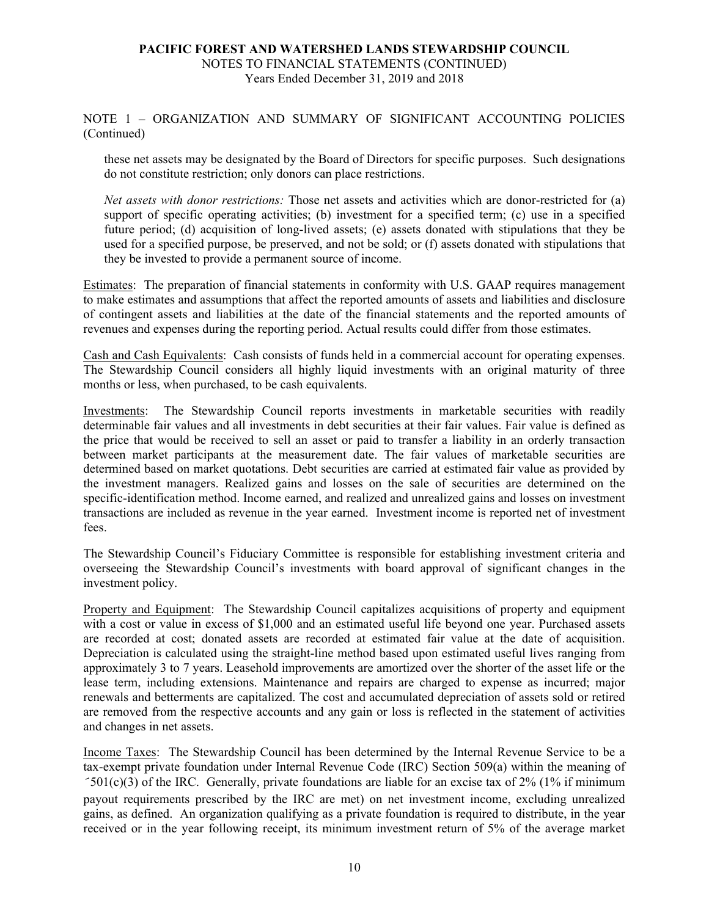NOTE 1 – ORGANIZATION AND SUMMARY OF SIGNIFICANT ACCOUNTING POLICIES (Continued)

these net assets may be designated by the Board of Directors for specific purposes. Such designations do not constitute restriction; only donors can place restrictions.

*Net assets with donor restrictions:* Those net assets and activities which are donor-restricted for (a) support of specific operating activities; (b) investment for a specified term; (c) use in a specified future period; (d) acquisition of long-lived assets; (e) assets donated with stipulations that they be used for a specified purpose, be preserved, and not be sold; or (f) assets donated with stipulations that they be invested to provide a permanent source of income.

Estimates: The preparation of financial statements in conformity with U.S. GAAP requires management to make estimates and assumptions that affect the reported amounts of assets and liabilities and disclosure of contingent assets and liabilities at the date of the financial statements and the reported amounts of revenues and expenses during the reporting period. Actual results could differ from those estimates.

Cash and Cash Equivalents: Cash consists of funds held in a commercial account for operating expenses. The Stewardship Council considers all highly liquid investments with an original maturity of three months or less, when purchased, to be cash equivalents.

Investments: The Stewardship Council reports investments in marketable securities with readily determinable fair values and all investments in debt securities at their fair values. Fair value is defined as the price that would be received to sell an asset or paid to transfer a liability in an orderly transaction between market participants at the measurement date. The fair values of marketable securities are determined based on market quotations. Debt securities are carried at estimated fair value as provided by the investment managers. Realized gains and losses on the sale of securities are determined on the specific-identification method. Income earned, and realized and unrealized gains and losses on investment transactions are included as revenue in the year earned. Investment income is reported net of investment fees.

The Stewardship Council's Fiduciary Committee is responsible for establishing investment criteria and overseeing the Stewardship Council's investments with board approval of significant changes in the investment policy.

Property and Equipment: The Stewardship Council capitalizes acquisitions of property and equipment with a cost or value in excess of $1,000 and an estimated useful life beyond one year. Purchased assets are recorded at cost; donated assets are recorded at estimated fair value at the date of acquisition. Depreciation is calculated using the straight-line method based upon estimated useful lives ranging from approximately 3 to 7 years. Leasehold improvements are amortized over the shorter of the asset life or the lease term, including extensions. Maintenance and repairs are charged to expense as incurred; major renewals and betterments are capitalized. The cost and accumulated depreciation of assets sold or retired are removed from the respective accounts and any gain or loss is reflected in the statement of activities and changes in net assets.

Income Taxes: The Stewardship Council has been determined by the Internal Revenue Service to be a tax-exempt private foundation under Internal Revenue Code (IRC) Section 509(a) within the meaning of ´501(c)(3) of the IRC. Generally, private foundations are liable for an excise tax of 2% (1% if minimum payout requirements prescribed by the IRC are met) on net investment income, excluding unrealized gains, as defined. An organization qualifying as a private foundation is required to distribute, in the year received or in the year following receipt, its minimum investment return of 5% of the average market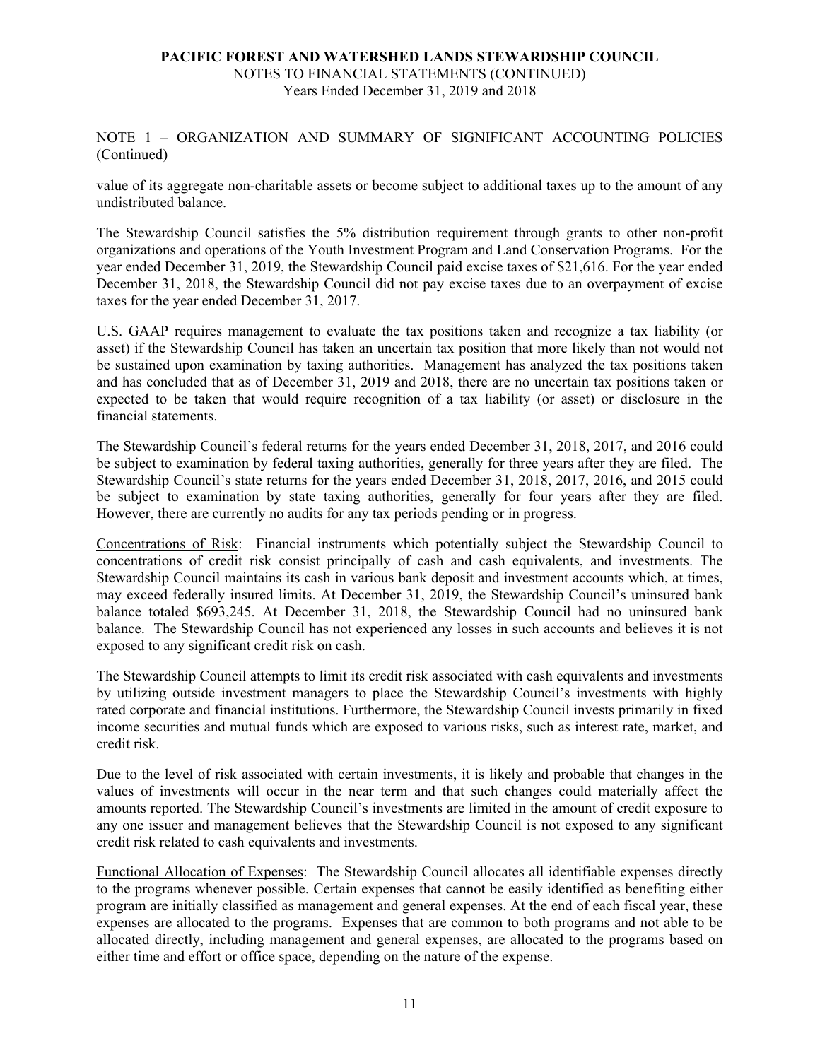NOTE 1 – ORGANIZATION AND SUMMARY OF SIGNIFICANT ACCOUNTING POLICIES (Continued)

value of its aggregate non-charitable assets or become subject to additional taxes up to the amount of any undistributed balance.

The Stewardship Council satisfies the 5% distribution requirement through grants to other non-profit organizations and operations of the Youth Investment Program and Land Conservation Programs. For the year ended December 31, 2019, the Stewardship Council paid excise taxes of $21,616. For the year ended December 31, 2018, the Stewardship Council did not pay excise taxes due to an overpayment of excise taxes for the year ended December 31, 2017.

U.S. GAAP requires management to evaluate the tax positions taken and recognize a tax liability (or asset) if the Stewardship Council has taken an uncertain tax position that more likely than not would not be sustained upon examination by taxing authorities. Management has analyzed the tax positions taken and has concluded that as of December 31, 2019 and 2018, there are no uncertain tax positions taken or expected to be taken that would require recognition of a tax liability (or asset) or disclosure in the financial statements.

The Stewardship Council's federal returns for the years ended December 31, 2018, 2017, and 2016 could be subject to examination by federal taxing authorities, generally for three years after they are filed. The Stewardship Council's state returns for the years ended December 31, 2018, 2017, 2016, and 2015 could be subject to examination by state taxing authorities, generally for four years after they are filed. However, there are currently no audits for any tax periods pending or in progress.

Concentrations of Risk: Financial instruments which potentially subject the Stewardship Council to concentrations of credit risk consist principally of cash and cash equivalents, and investments. The Stewardship Council maintains its cash in various bank deposit and investment accounts which, at times, may exceed federally insured limits. At December 31, 2019, the Stewardship Council's uninsured bank balance totaled $693,245. At December 31, 2018, the Stewardship Council had no uninsured bank balance. The Stewardship Council has not experienced any losses in such accounts and believes it is not exposed to any significant credit risk on cash.

The Stewardship Council attempts to limit its credit risk associated with cash equivalents and investments by utilizing outside investment managers to place the Stewardship Council's investments with highly rated corporate and financial institutions. Furthermore, the Stewardship Council invests primarily in fixed income securities and mutual funds which are exposed to various risks, such as interest rate, market, and credit risk.

Due to the level of risk associated with certain investments, it is likely and probable that changes in the values of investments will occur in the near term and that such changes could materially affect the amounts reported. The Stewardship Council's investments are limited in the amount of credit exposure to any one issuer and management believes that the Stewardship Council is not exposed to any significant credit risk related to cash equivalents and investments.

Functional Allocation of Expenses: The Stewardship Council allocates all identifiable expenses directly to the programs whenever possible. Certain expenses that cannot be easily identified as benefiting either program are initially classified as management and general expenses. At the end of each fiscal year, these expenses are allocated to the programs. Expenses that are common to both programs and not able to be allocated directly, including management and general expenses, are allocated to the programs based on either time and effort or office space, depending on the nature of the expense.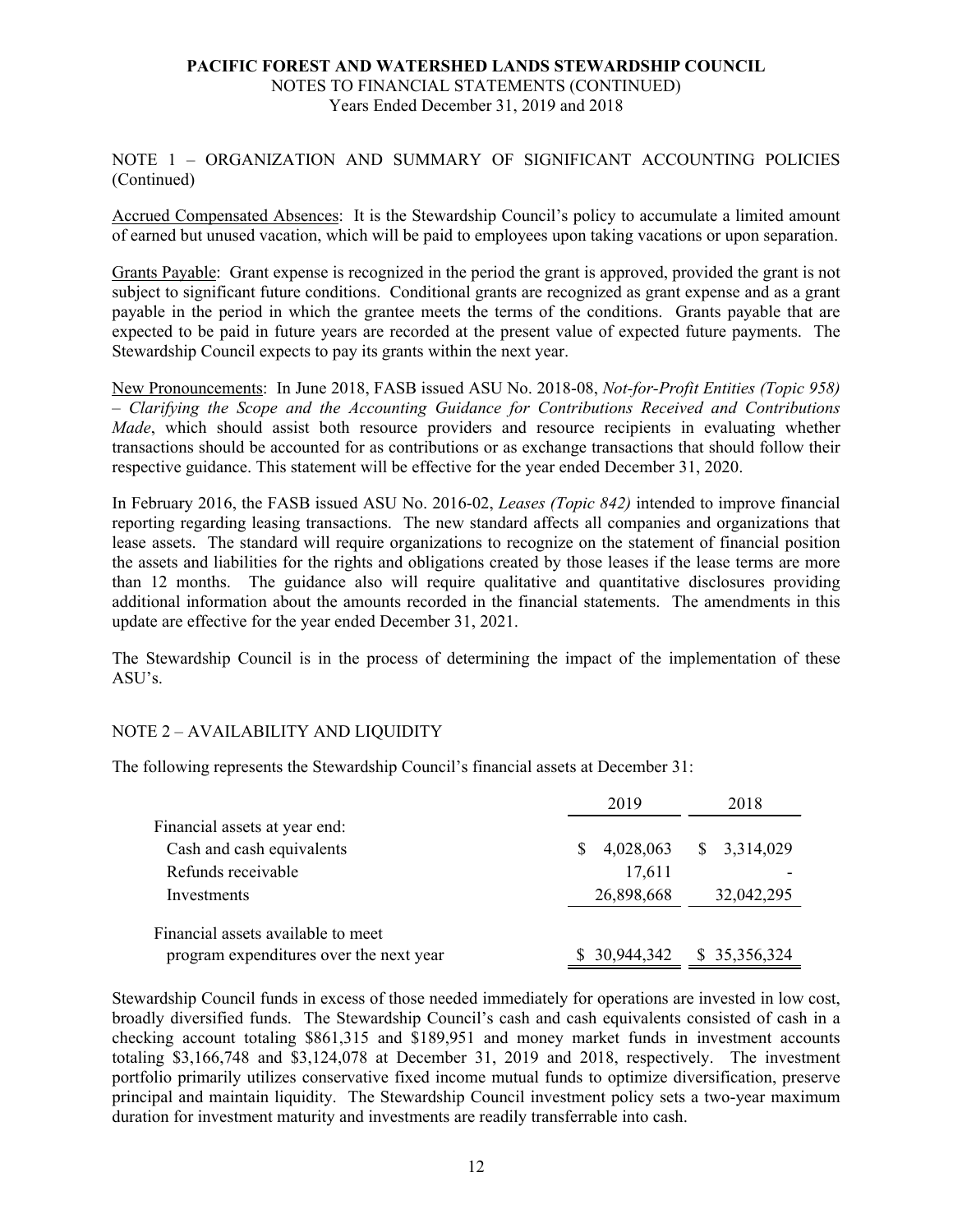NOTE 1 – ORGANIZATION AND SUMMARY OF SIGNIFICANT ACCOUNTING POLICIES (Continued)

Accrued Compensated Absences: It is the Stewardship Council's policy to accumulate a limited amount of earned but unused vacation, which will be paid to employees upon taking vacations or upon separation.

Grants Payable: Grant expense is recognized in the period the grant is approved, provided the grant is not subject to significant future conditions. Conditional grants are recognized as grant expense and as a grant payable in the period in which the grantee meets the terms of the conditions. Grants payable that are expected to be paid in future years are recorded at the present value of expected future payments. The Stewardship Council expects to pay its grants within the next year.

New Pronouncements: In June 2018, FASB issued ASU No. 2018-08, *Not-for-Profit Entities (Topic 958) – Clarifying the Scope and the Accounting Guidance for Contributions Received and Contributions Made*, which should assist both resource providers and resource recipients in evaluating whether transactions should be accounted for as contributions or as exchange transactions that should follow their respective guidance. This statement will be effective for the year ended December 31, 2020.

In February 2016, the FASB issued ASU No. 2016-02, *Leases (Topic 842)* intended to improve financial reporting regarding leasing transactions. The new standard affects all companies and organizations that lease assets. The standard will require organizations to recognize on the statement of financial position the assets and liabilities for the rights and obligations created by those leases if the lease terms are more than 12 months. The guidance also will require qualitative and quantitative disclosures providing additional information about the amounts recorded in the financial statements. The amendments in this update are effective for the year ended December 31, 2021.

The Stewardship Council is in the process of determining the impact of the implementation of these ASU's.

## NOTE 2 – AVAILABILITY AND LIQUIDITY

The following represents the Stewardship Council's financial assets at December 31:

| | 2019 | 2018 |
|---|---|---|
| Financial assets at year end: | | |
| Cash and cash equivalents | $ 4,028,063 | $ 3,314,029 |
| Refunds receivable | 17,611 | - |
| Investments | 26,898,668 | 32,042,295 |
| Financial assets available to meet program expenditures over the next year | $ 30,944,342 | $ 35,356,324 |

Stewardship Council funds in excess of those needed immediately for operations are invested in low cost, broadly diversified funds. The Stewardship Council's cash and cash equivalents consisted of cash in a checking account totaling $861,315 and $189,951 and money market funds in investment accounts totaling $3,166,748 and $3,124,078 at December 31, 2019 and 2018, respectively. The investment portfolio primarily utilizes conservative fixed income mutual funds to optimize diversification, preserve principal and maintain liquidity. The Stewardship Council investment policy sets a two-year maximum duration for investment maturity and investments are readily transferrable into cash.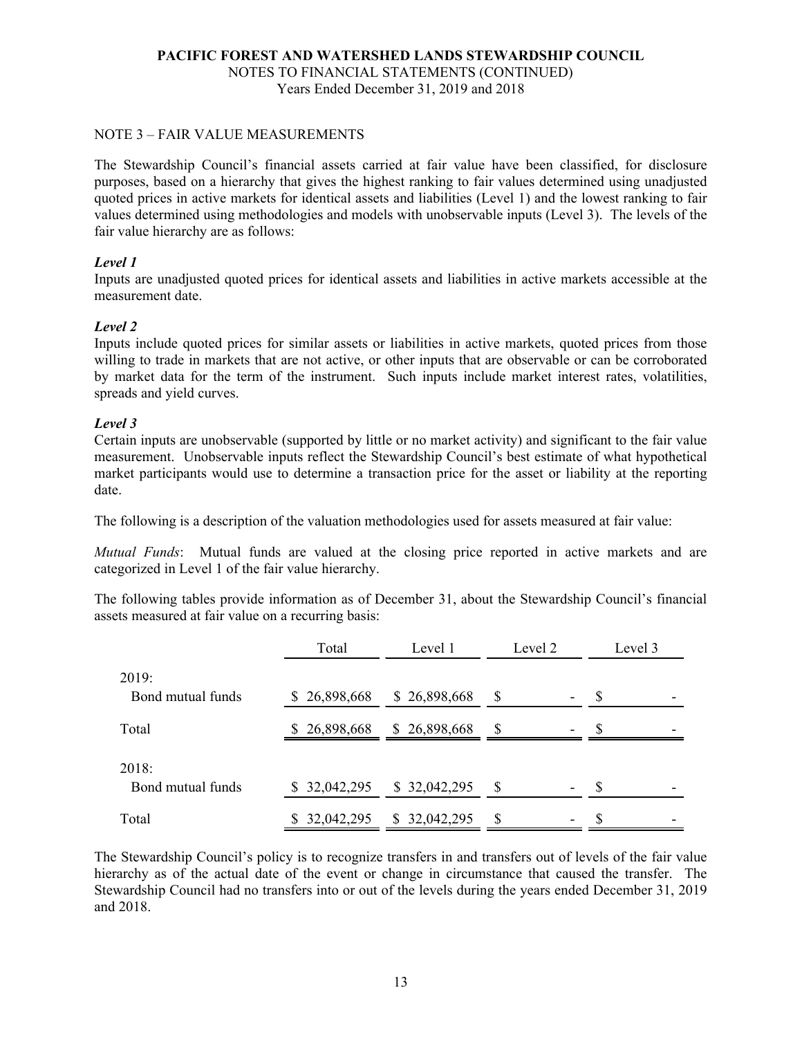## NOTE 3 – FAIR VALUE MEASUREMENTS

The Stewardship Council's financial assets carried at fair value have been classified, for disclosure purposes, based on a hierarchy that gives the highest ranking to fair values determined using unadjusted quoted prices in active markets for identical assets and liabilities (Level 1) and the lowest ranking to fair values determined using methodologies and models with unobservable inputs (Level 3). The levels of the fair value hierarchy are as follows:

***Level 1***
Inputs are unadjusted quoted prices for identical assets and liabilities in active markets accessible at the measurement date.

***Level 2***
Inputs include quoted prices for similar assets or liabilities in active markets, quoted prices from those willing to trade in markets that are not active, or other inputs that are observable or can be corroborated by market data for the term of the instrument. Such inputs include market interest rates, volatilities, spreads and yield curves.

***Level 3***
Certain inputs are unobservable (supported by little or no market activity) and significant to the fair value measurement. Unobservable inputs reflect the Stewardship Council's best estimate of what hypothetical market participants would use to determine a transaction price for the asset or liability at the reporting date.

The following is a description of the valuation methodologies used for assets measured at fair value:

*Mutual Funds*: Mutual funds are valued at the closing price reported in active markets and are categorized in Level 1 of the fair value hierarchy.

The following tables provide information as of December 31, about the Stewardship Council's financial assets measured at fair value on a recurring basis:

| | Total | Level 1 | Level 2 | Level 3 |
|---|---|---|---|---|
| 2019: | | | | |
| Bond mutual funds | $ 26,898,668 | $ 26,898,668 | $ - | $ - |
| Total | $ 26,898,668 | $ 26,898,668 | $ - | $ - |
| 2018: | | | | |
| Bond mutual funds | $ 32,042,295 | $ 32,042,295 | $ - | $ - |
| Total | $ 32,042,295 | $ 32,042,295 | $ - | $ - |

The Stewardship Council's policy is to recognize transfers in and transfers out of levels of the fair value hierarchy as of the actual date of the event or change in circumstance that caused the transfer. The Stewardship Council had no transfers into or out of the levels during the years ended December 31, 2019 and 2018.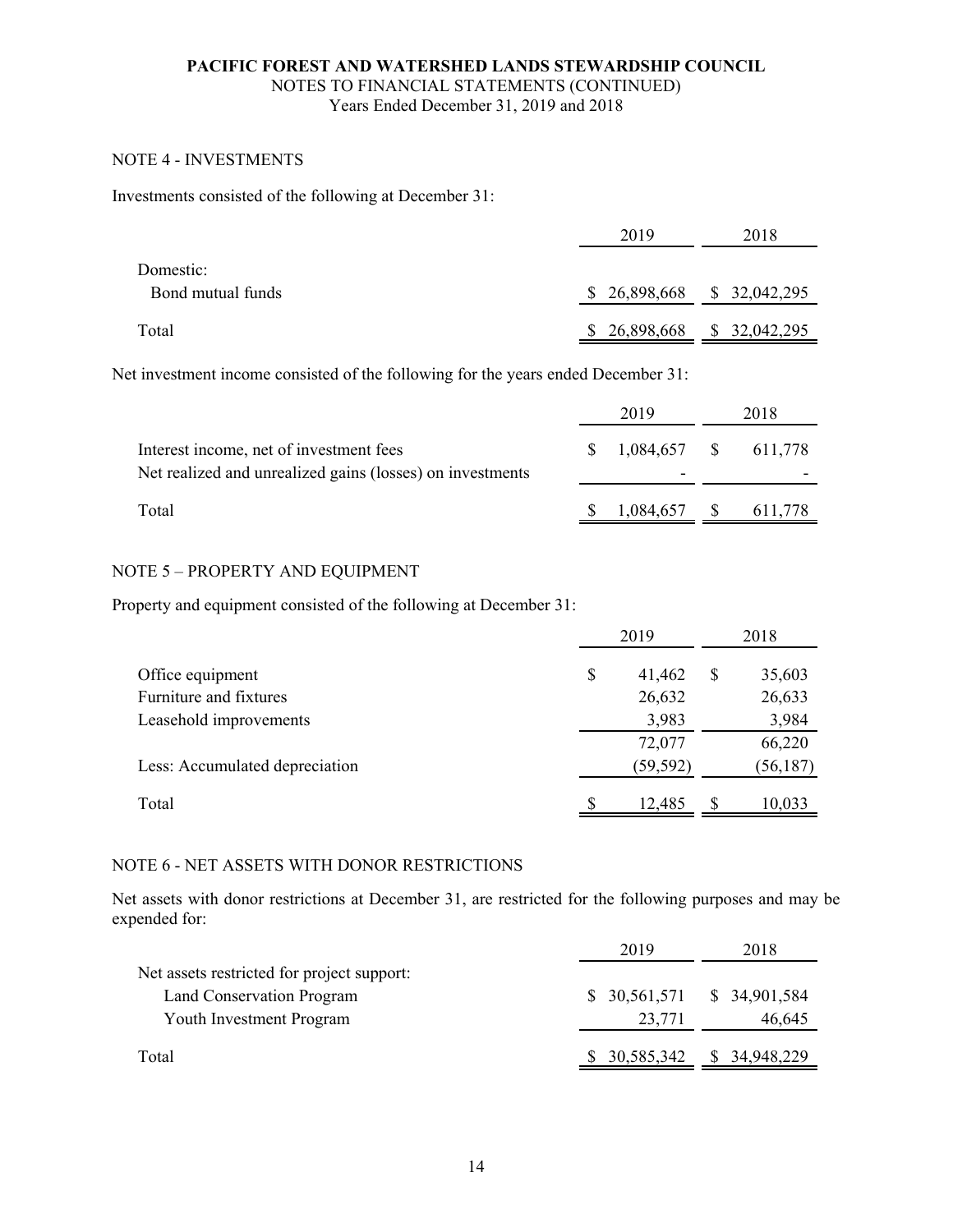## NOTE 4 - INVESTMENTS

Investments consisted of the following at December 31:

| | 2019 | 2018 |
|---|---|---|
| Domestic: | | |
| Bond mutual funds | $ 26,898,668 | $ 32,042,295 |
| Total | $ 26,898,668 | $ 32,042,295 |

Net investment income consisted of the following for the years ended December 31:

| | 2019 | 2018 |
|---|---|---|
| Interest income, net of investment fees | $ 1,084,657 | $ 611,778 |
| Net realized and unrealized gains (losses) on investments | - | - |
| Total | $ 1,084,657 | $ 611,778 |

## NOTE 5 – PROPERTY AND EQUIPMENT

Property and equipment consisted of the following at December 31:

| | 2019 | 2018 |
|---|---|---|
| Office equipment | $ 41,462 | $ 35,603 |
| Furniture and fixtures | 26,632 | 26,633 |
| Leasehold improvements | 3,983 | 3,984 |
| | 72,077 | 66,220 |
| Less: Accumulated depreciation | (59,592) | (56,187) |
| Total | $ 12,485 | $ 10,033 |

## NOTE 6 - NET ASSETS WITH DONOR RESTRICTIONS

Net assets with donor restrictions at December 31, are restricted for the following purposes and may be expended for:

| | 2019 | 2018 |
|---|---|---|
| Net assets restricted for project support: | | |
| Land Conservation Program | $ 30,561,571 | $ 34,901,584 |
| Youth Investment Program | 23,771 | 46,645 |
| Total | $ 30,585,342 | $ 34,948,229 |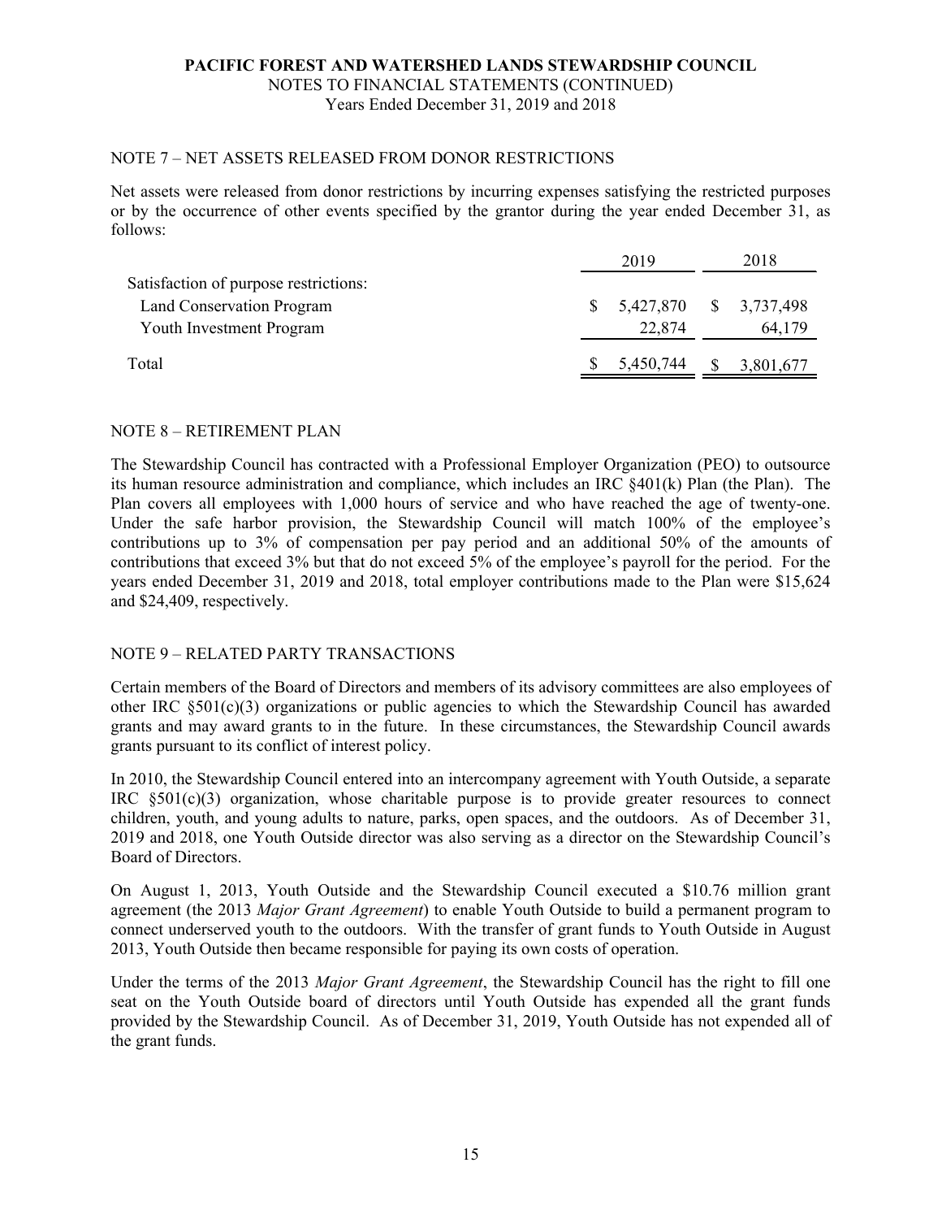NOTE 7 – NET ASSETS RELEASED FROM DONOR RESTRICTIONS

Net assets were released from donor restrictions by incurring expenses satisfying the restricted purposes or by the occurrence of other events specified by the grantor during the year ended December 31, as follows:

| | 2019 | 2018 |
|---|---|---|
| Satisfaction of purpose restrictions: | | |
| Land Conservation Program | $ 5,427,870 | $ 3,737,498 |
| Youth Investment Program | 22,874 | 64,179 |
| Total | $ 5,450,744 | $ 3,801,677 |

NOTE 8 – RETIREMENT PLAN

The Stewardship Council has contracted with a Professional Employer Organization (PEO) to outsource its human resource administration and compliance, which includes an IRC §401(k) Plan (the Plan). The Plan covers all employees with 1,000 hours of service and who have reached the age of twenty-one. Under the safe harbor provision, the Stewardship Council will match 100% of the employee's contributions up to 3% of compensation per pay period and an additional 50% of the amounts of contributions that exceed 3% but that do not exceed 5% of the employee's payroll for the period. For the years ended December 31, 2019 and 2018, total employer contributions made to the Plan were $15,624 and $24,409, respectively.

NOTE 9 – RELATED PARTY TRANSACTIONS

Certain members of the Board of Directors and members of its advisory committees are also employees of other IRC §501(c)(3) organizations or public agencies to which the Stewardship Council has awarded grants and may award grants to in the future. In these circumstances, the Stewardship Council awards grants pursuant to its conflict of interest policy.

In 2010, the Stewardship Council entered into an intercompany agreement with Youth Outside, a separate IRC §501(c)(3) organization, whose charitable purpose is to provide greater resources to connect children, youth, and young adults to nature, parks, open spaces, and the outdoors. As of December 31, 2019 and 2018, one Youth Outside director was also serving as a director on the Stewardship Council's Board of Directors.

On August 1, 2013, Youth Outside and the Stewardship Council executed a $10.76 million grant agreement (the 2013 *Major Grant Agreement*) to enable Youth Outside to build a permanent program to connect underserved youth to the outdoors. With the transfer of grant funds to Youth Outside in August 2013, Youth Outside then became responsible for paying its own costs of operation.

Under the terms of the 2013 *Major Grant Agreement*, the Stewardship Council has the right to fill one seat on the Youth Outside board of directors until Youth Outside has expended all the grant funds provided by the Stewardship Council. As of December 31, 2019, Youth Outside has not expended all of the grant funds.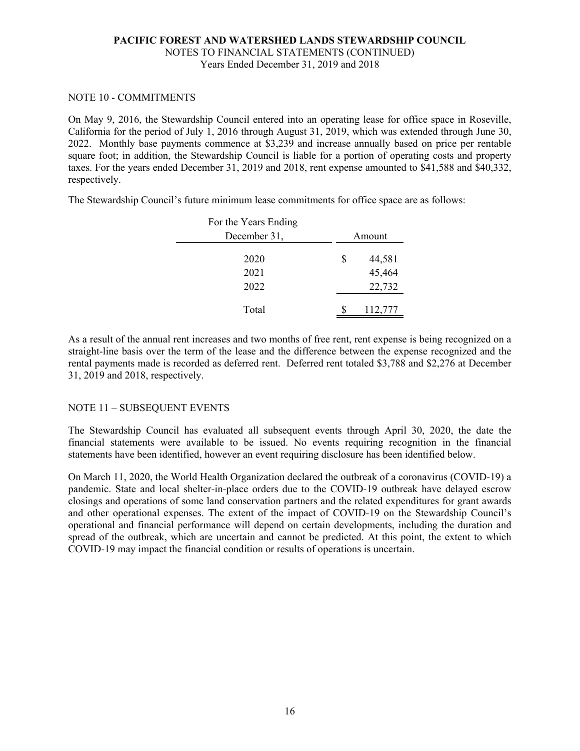## NOTE 10 - COMMITMENTS

On May 9, 2016, the Stewardship Council entered into an operating lease for office space in Roseville, California for the period of July 1, 2016 through August 31, 2019, which was extended through June 30, 2022. Monthly base payments commence at $3,239 and increase annually based on price per rentable square foot; in addition, the Stewardship Council is liable for a portion of operating costs and property taxes. For the years ended December 31, 2019 and 2018, rent expense amounted to $41,588 and $40,332, respectively.

The Stewardship Council's future minimum lease commitments for office space are as follows:

| For the Years Ending December 31, | Amount |
|---|---|
| 2020 | $ 44,581 |
| 2021 | 45,464 |
| 2022 | 22,732 |
| Total | $ 112,777 |

As a result of the annual rent increases and two months of free rent, rent expense is being recognized on a straight-line basis over the term of the lease and the difference between the expense recognized and the rental payments made is recorded as deferred rent. Deferred rent totaled $3,788 and $2,276 at December 31, 2019 and 2018, respectively.

## NOTE 11 – SUBSEQUENT EVENTS

The Stewardship Council has evaluated all subsequent events through April 30, 2020, the date the financial statements were available to be issued. No events requiring recognition in the financial statements have been identified, however an event requiring disclosure has been identified below.

On March 11, 2020, the World Health Organization declared the outbreak of a coronavirus (COVID-19) a pandemic. State and local shelter-in-place orders due to the COVID-19 outbreak have delayed escrow closings and operations of some land conservation partners and the related expenditures for grant awards and other operational expenses. The extent of the impact of COVID-19 on the Stewardship Council's operational and financial performance will depend on certain developments, including the duration and spread of the outbreak, which are uncertain and cannot be predicted. At this point, the extent to which COVID-19 may impact the financial condition or results of operations is uncertain.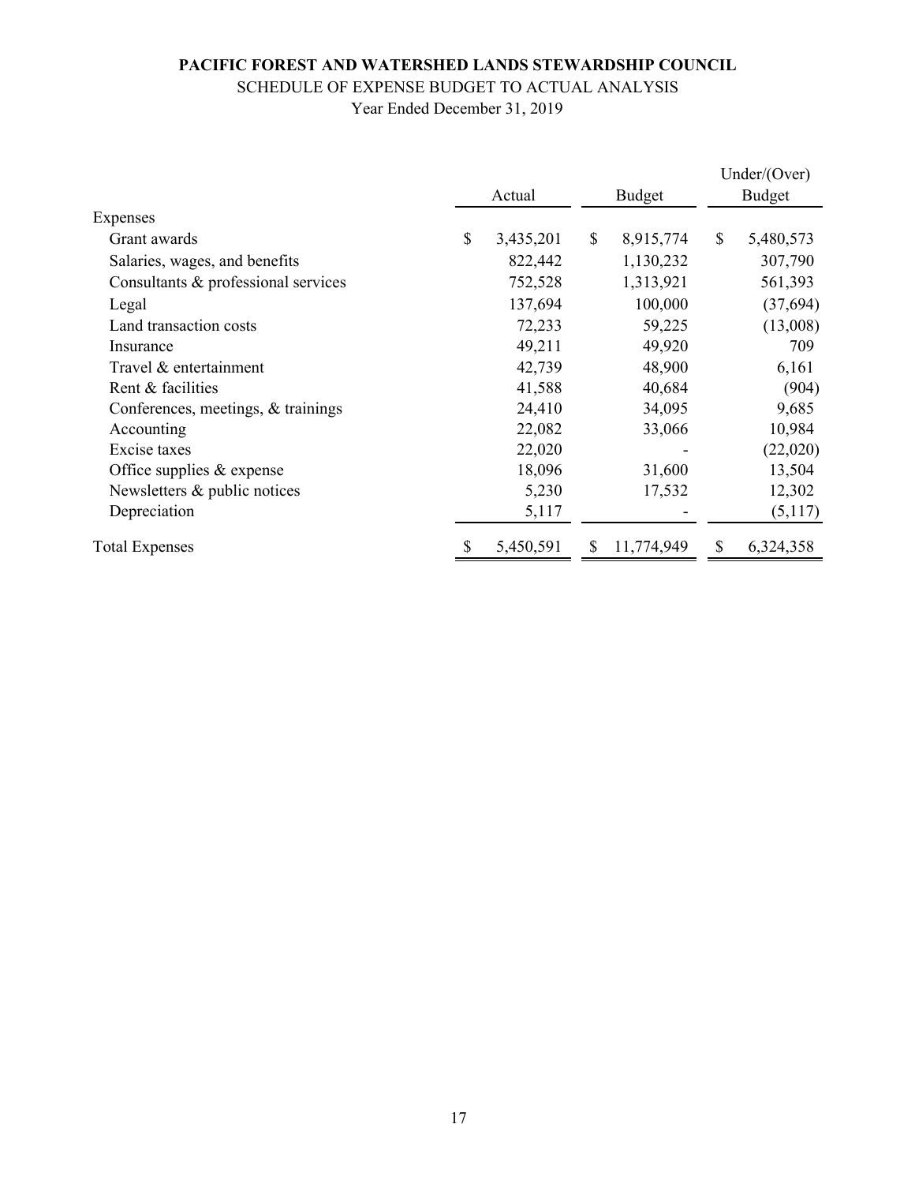**PACIFIC FOREST AND WATERSHED LANDS STEWARDSHIP COUNCIL**

SCHEDULE OF EXPENSE BUDGET TO ACTUAL ANALYSIS

Year Ended December 31, 2019

| | Actual | Budget | Under/(Over) Budget |
|---|---|---|---|
| Expenses | | | |
| Grant awards | $ 3,435,201 | $ 8,915,774 | $ 5,480,573 |
| Salaries, wages, and benefits | 822,442 | 1,130,232 | 307,790 |
| Consultants & professional services | 752,528 | 1,313,921 | 561,393 |
| Legal | 137,694 | 100,000 | (37,694) |
| Land transaction costs | 72,233 | 59,225 | (13,008) |
| Insurance | 49,211 | 49,920 | 709 |
| Travel & entertainment | 42,739 | 48,900 | 6,161 |
| Rent & facilities | 41,588 | 40,684 | (904) |
| Conferences, meetings, & trainings | 24,410 | 34,095 | 9,685 |
| Accounting | 22,082 | 33,066 | 10,984 |
| Excise taxes | 22,020 | - | (22,020) |
| Office supplies & expense | 18,096 | 31,600 | 13,504 |
| Newsletters & public notices | 5,230 | 17,532 | 12,302 |
| Depreciation | 5,117 | - | (5,117) |
| Total Expenses | $ 5,450,591 | $ 11,774,949 | $ 6,324,358 |